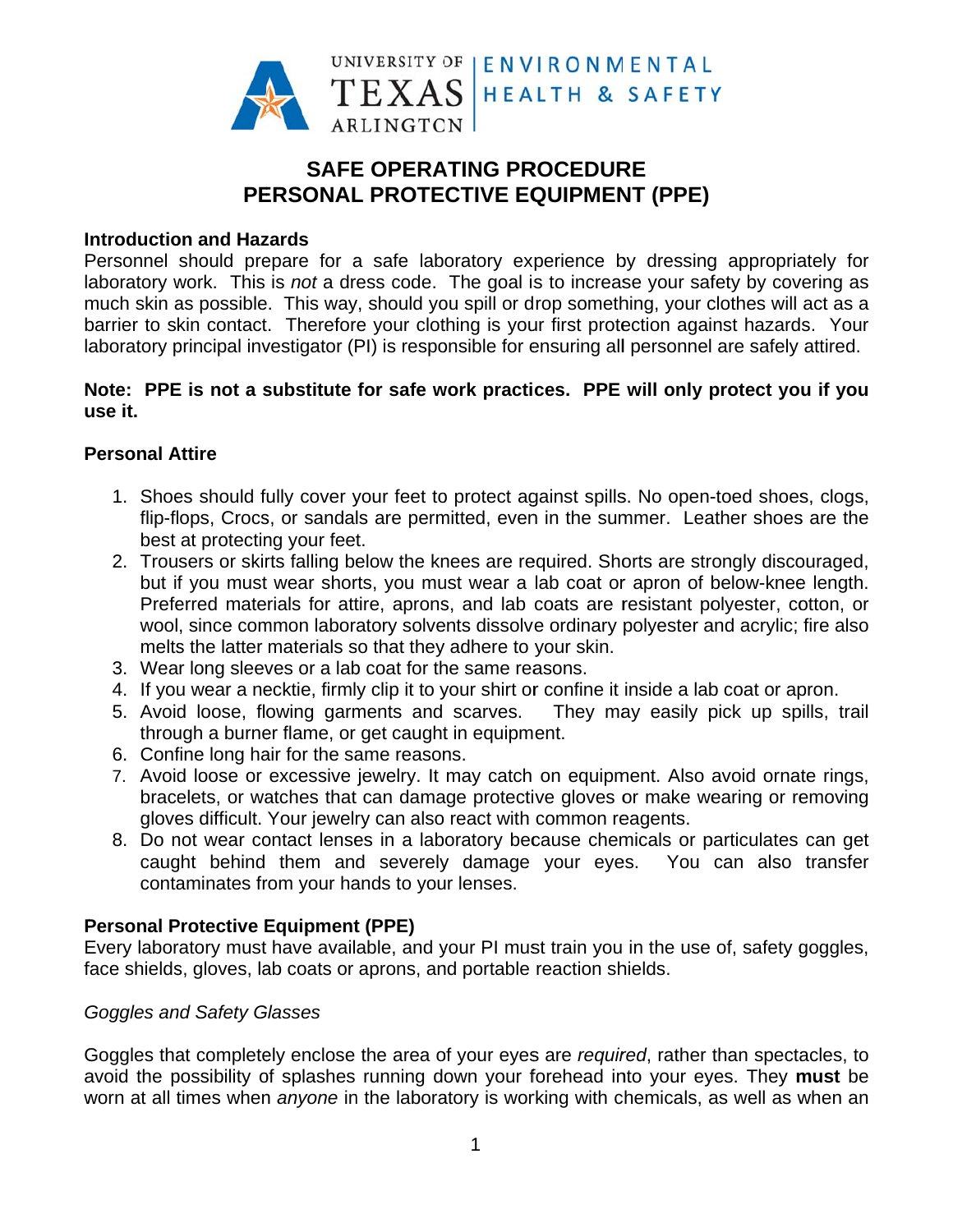UNIVERSITY OF TEXAS ARLINGTON | ENVIRONMENTAL HEALTH & SAFETY

# SAFE OPERATING PROCEDURE
# PERSONAL PROTECTIVE EQUIPMENT (PPE)

## Introduction and Hazards

Personnel should prepare for a safe laboratory experience by dressing appropriately for laboratory work. This is *not* a dress code. The goal is to increase your safety by covering as much skin as possible. This way, should you spill or drop something, your clothes will act as a barrier to skin contact. Therefore your clothing is your first protection against hazards. Your laboratory principal investigator (PI) is responsible for ensuring all personnel are safely attired.

**Note: PPE is not a substitute for safe work practices. PPE will only protect you if you use it.**

## Personal Attire

1. Shoes should fully cover your feet to protect against spills. No open-toed shoes, clogs, flip-flops, Crocs, or sandals are permitted, even in the summer. Leather shoes are the best at protecting your feet.
2. Trousers or skirts falling below the knees are required. Shorts are strongly discouraged, but if you must wear shorts, you must wear a lab coat or apron of below-knee length. Preferred materials for attire, aprons, and lab coats are resistant polyester, cotton, or wool, since common laboratory solvents dissolve ordinary polyester and acrylic; fire also melts the latter materials so that they adhere to your skin.
3. Wear long sleeves or a lab coat for the same reasons.
4. If you wear a necktie, firmly clip it to your shirt or confine it inside a lab coat or apron.
5. Avoid loose, flowing garments and scarves. They may easily pick up spills, trail through a burner flame, or get caught in equipment.
6. Confine long hair for the same reasons.
7. Avoid loose or excessive jewelry. It may catch on equipment. Also avoid ornate rings, bracelets, or watches that can damage protective gloves or make wearing or removing gloves difficult. Your jewelry can also react with common reagents.
8. Do not wear contact lenses in a laboratory because chemicals or particulates can get caught behind them and severely damage your eyes. You can also transfer contaminates from your hands to your lenses.

## Personal Protective Equipment (PPE)

Every laboratory must have available, and your PI must train you in the use of, safety goggles, face shields, gloves, lab coats or aprons, and portable reaction shields.

### *Goggles and Safety Glasses*

Goggles that completely enclose the area of your eyes are *required*, rather than spectacles, to avoid the possibility of splashes running down your forehead into your eyes. They **must** be worn at all times when *anyone* in the laboratory is working with chemicals, as well as when an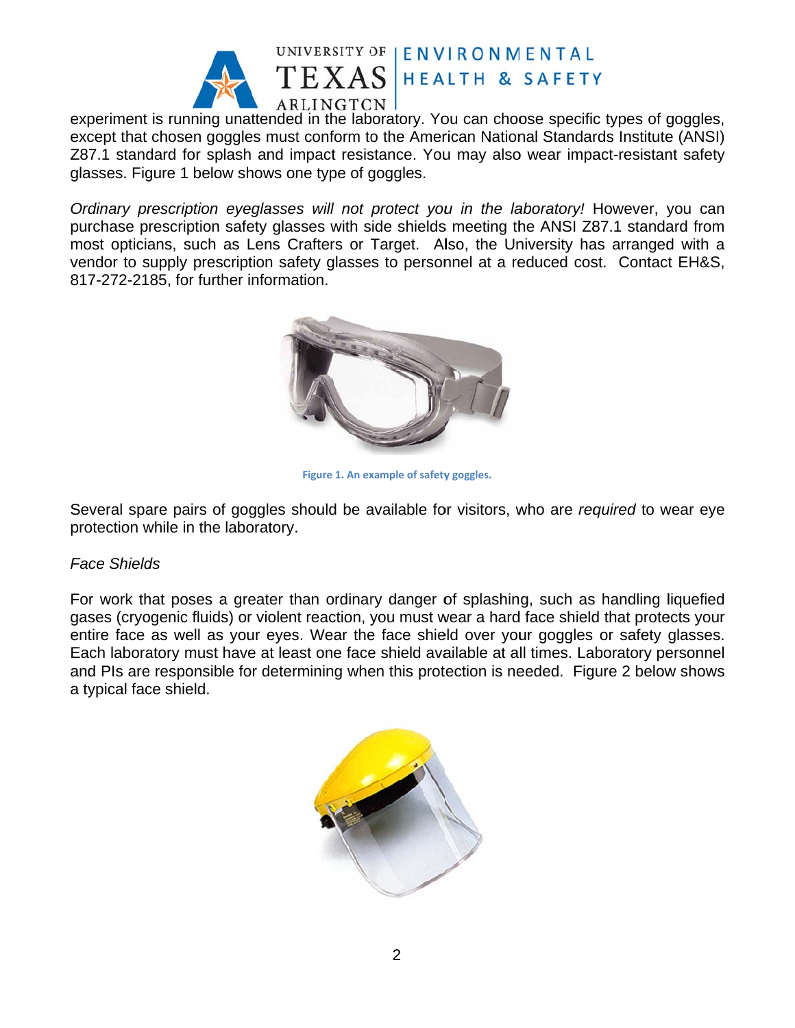experiment is running unattended in the laboratory. You can choose specific types of goggles, except that chosen goggles must conform to the American National Standards Institute (ANSI) Z87.1 standard for splash and impact resistance. You may also wear impact-resistant safety glasses. Figure 1 below shows one type of goggles.

*Ordinary prescription eyeglasses will not protect you in the laboratory!* However, you can purchase prescription safety glasses with side shields meeting the ANSI Z87.1 standard from most opticians, such as Lens Crafters or Target. Also, the University has arranged with a vendor to supply prescription safety glasses to personnel at a reduced cost. Contact EH&S, 817-272-2185, for further information.

**Figure 1. An example of safety goggles.**

Several spare pairs of goggles should be available for visitors, who are *required* to wear eye protection while in the laboratory.

*Face Shields*

For work that poses a greater than ordinary danger of splashing, such as handling liquefied gases (cryogenic fluids) or violent reaction, you must wear a hard face shield that protects your entire face as well as your eyes. Wear the face shield over your goggles or safety glasses. Each laboratory must have at least one face shield available at all times. Laboratory personnel and PIs are responsible for determining when this protection is needed. Figure 2 below shows a typical face shield.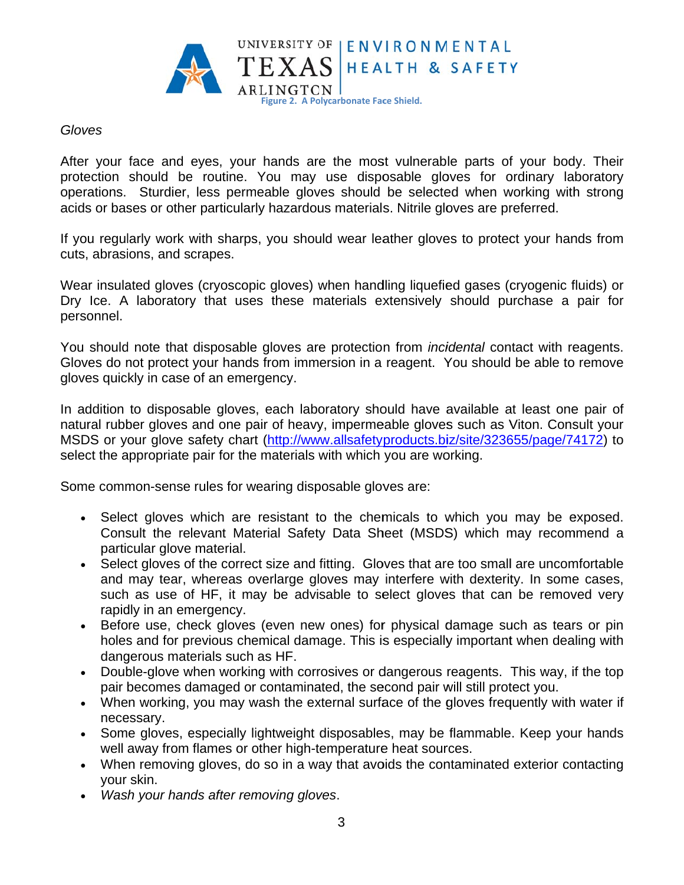Figure 2. A Polycarbonate Face Shield.

*Gloves*

After your face and eyes, your hands are the most vulnerable parts of your body. Their protection should be routine. You may use disposable gloves for ordinary laboratory operations. Sturdier, less permeable gloves should be selected when working with strong acids or bases or other particularly hazardous materials. Nitrile gloves are preferred.

If you regularly work with sharps, you should wear leather gloves to protect your hands from cuts, abrasions, and scrapes.

Wear insulated gloves (cryoscopic gloves) when handling liquefied gases (cryogenic fluids) or Dry Ice. A laboratory that uses these materials extensively should purchase a pair for personnel.

You should note that disposable gloves are protection from *incidental* contact with reagents. Gloves do not protect your hands from immersion in a reagent. You should be able to remove gloves quickly in case of an emergency.

In addition to disposable gloves, each laboratory should have available at least one pair of natural rubber gloves and one pair of heavy, impermeable gloves such as Viton. Consult your MSDS or your glove safety chart (http://www.allsafetyproducts.biz/site/323655/page/74172) to select the appropriate pair for the materials with which you are working.

Some common-sense rules for wearing disposable gloves are:

- Select gloves which are resistant to the chemicals to which you may be exposed. Consult the relevant Material Safety Data Sheet (MSDS) which may recommend a particular glove material.
- Select gloves of the correct size and fitting. Gloves that are too small are uncomfortable and may tear, whereas overlarge gloves may interfere with dexterity. In some cases, such as use of HF, it may be advisable to select gloves that can be removed very rapidly in an emergency.
- Before use, check gloves (even new ones) for physical damage such as tears or pin holes and for previous chemical damage. This is especially important when dealing with dangerous materials such as HF.
- Double-glove when working with corrosives or dangerous reagents. This way, if the top pair becomes damaged or contaminated, the second pair will still protect you.
- When working, you may wash the external surface of the gloves frequently with water if necessary.
- Some gloves, especially lightweight disposables, may be flammable. Keep your hands well away from flames or other high-temperature heat sources.
- When removing gloves, do so in a way that avoids the contaminated exterior contacting your skin.
- *Wash your hands after removing gloves*.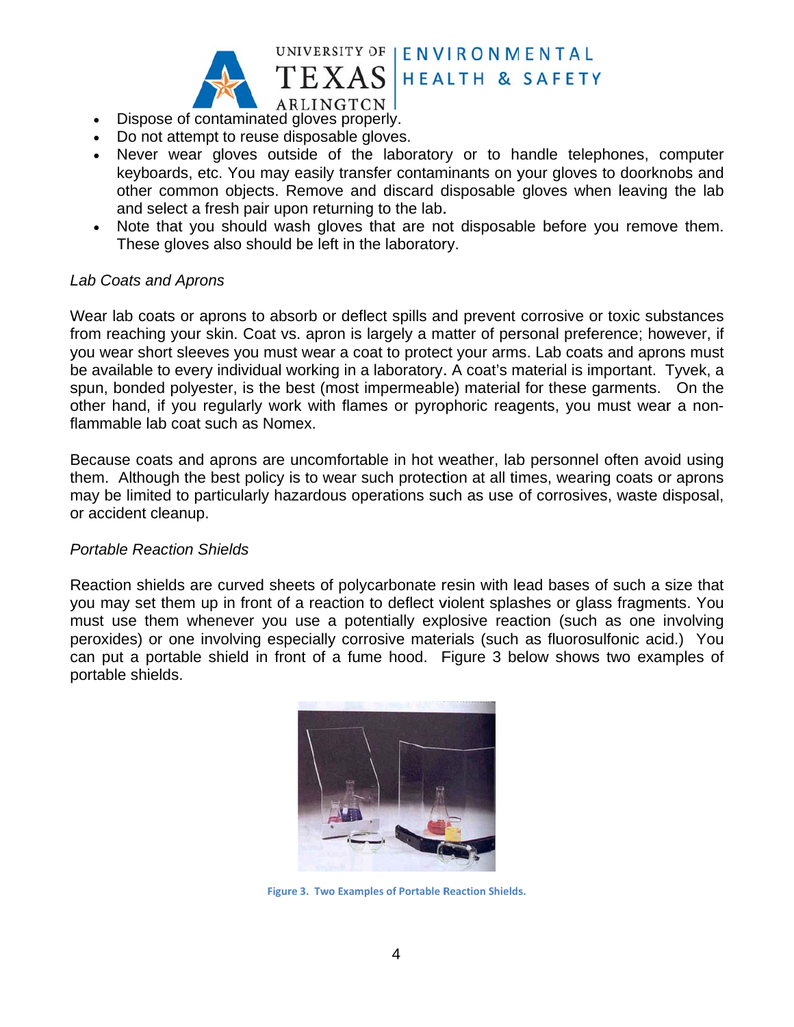- Dispose of contaminated gloves properly.
- Do not attempt to reuse disposable gloves.
- Never wear gloves outside of the laboratory or to handle telephones, computer keyboards, etc. You may easily transfer contaminants on your gloves to doorknobs and other common objects. Remove and discard disposable gloves when leaving the lab and select a fresh pair upon returning to the lab.
- Note that you should wash gloves that are not disposable before you remove them. These gloves also should be left in the laboratory.

*Lab Coats and Aprons*

Wear lab coats or aprons to absorb or deflect spills and prevent corrosive or toxic substances from reaching your skin. Coat vs. apron is largely a matter of personal preference; however, if you wear short sleeves you must wear a coat to protect your arms. Lab coats and aprons must be available to every individual working in a laboratory. A coat's material is important. Tyvek, a spun, bonded polyester, is the best (most impermeable) material for these garments. On the other hand, if you regularly work with flames or pyrophoric reagents, you must wear a non-flammable lab coat such as Nomex.

Because coats and aprons are uncomfortable in hot weather, lab personnel often avoid using them. Although the best policy is to wear such protection at all times, wearing coats or aprons may be limited to particularly hazardous operations such as use of corrosives, waste disposal, or accident cleanup.

*Portable Reaction Shields*

Reaction shields are curved sheets of polycarbonate resin with lead bases of such a size that you may set them up in front of a reaction to deflect violent splashes or glass fragments. You must use them whenever you use a potentially explosive reaction (such as one involving peroxides) or one involving especially corrosive materials (such as fluorosulfonic acid.) You can put a portable shield in front of a fume hood. Figure 3 below shows two examples of portable shields.

**Figure 3. Two Examples of Portable Reaction Shields.**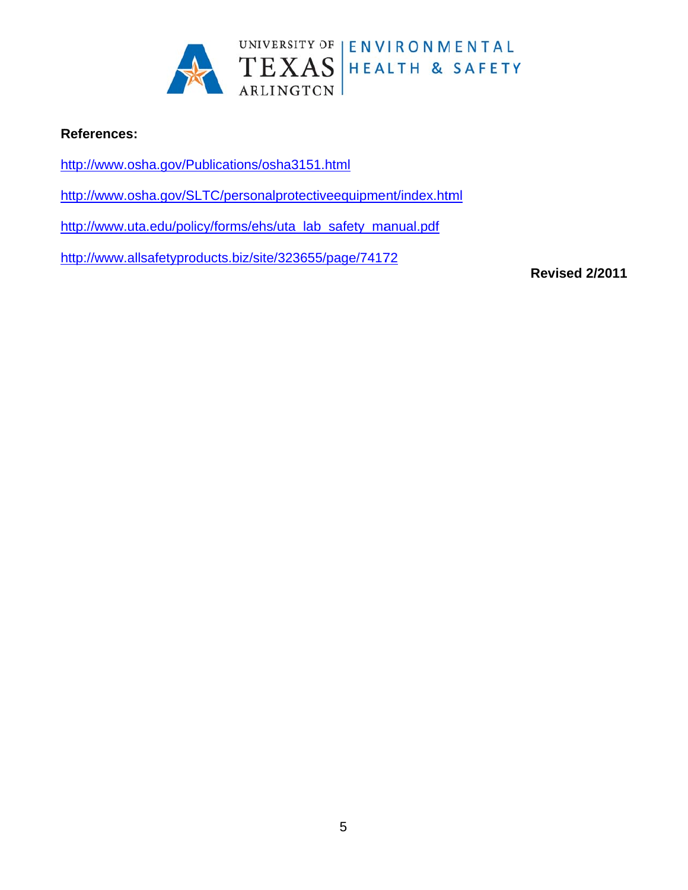**References:**

http://www.osha.gov/Publications/osha3151.html

http://www.osha.gov/SLTC/personalprotectiveequipment/index.html

http://www.uta.edu/policy/forms/ehs/uta_lab_safety_manual.pdf

http://www.allsafetyproducts.biz/site/323655/page/74172

**Revised 2/2011**